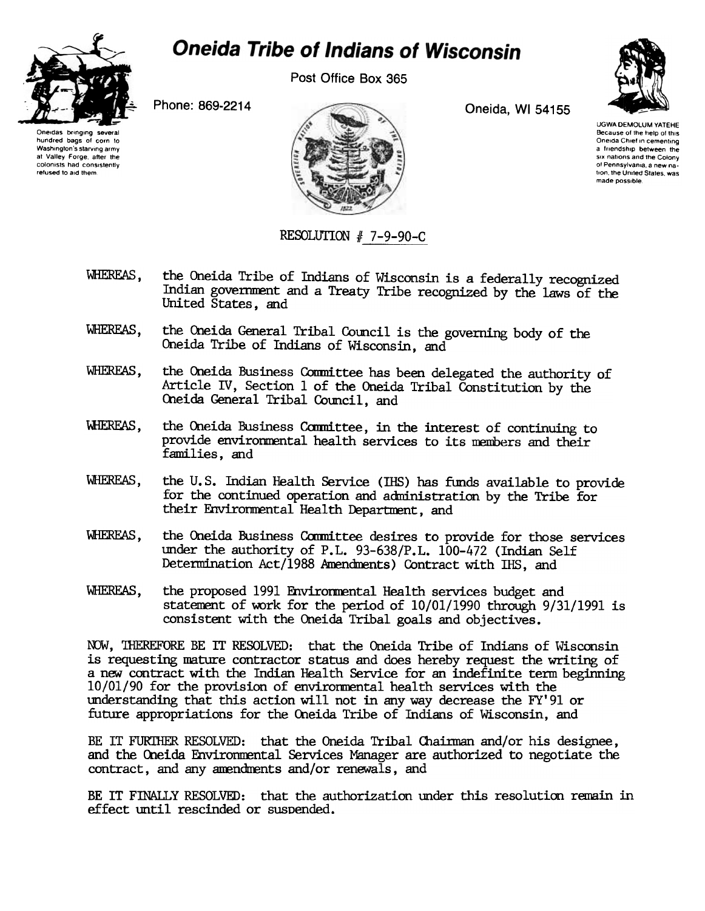# Oneida Tribe of Indians of Wisconsin

Post Office Box 365

Phone: 869-2214

Oneida, WI 54155

Oneidas bringing several hundred bags of corn to Washington's starving army at Valley Forge, after the colonists had consistently refused to aid them.

UGWA DEMOLUM YATEHE Because of the help of this Oneida Chief in cementing a friendship between the six nations and the Colony of Pennsylvania, a new nation, the United States, was made possible.

RESOLUTION # 7-9-90-C

WHEREAS, the Oneida Tribe of Indians of Wisconsin is a federally recognized Indian government and a Treaty Tribe recognized by the laws of the United States, and

WHEREAS, the Oneida General Tribal Council is the governing body of the Oneida Tribe of Indians of Wisconsin, and

WHEREAS, the Oneida Business Committee has been delegated the authority of Article IV, Section 1 of the Oneida Tribal Constitution by the Oneida General Tribal Council, and

WHEREAS, the Oneida Business Committee, in the interest of continuing to provide environmental health services to its members and their families, and

WHEREAS, the U.S. Indian Health Service (IHS) has funds available to provide for the continued operation and administration by the Tribe for their Environmental Health Department, and

WHEREAS, the Oneida Business Committee desires to provide for those services under the authority of P.L. 93-638/P.L. 100-472 (Indian Self Determination Act/1988 Amendments) Contract with IHS, and

WHEREAS, the proposed 1991 Environmental Health services budget and statement of work for the period of 10/01/1990 through 9/31/1991 is consistent with the Oneida Tribal goals and objectives.

NOW, THEREFORE BE IT RESOLVED: that the Oneida Tribe of Indians of Wisconsin is requesting mature contractor status and does hereby request the writing of a new contract with the Indian Health Service for an indefinite term beginning 10/01/90 for the provision of environmental health services with the understanding that this action will not in any way decrease the FY'91 or future appropriations for the Oneida Tribe of Indians of Wisconsin, and

BE IT FURTHER RESOLVED: that the Oneida Tribal Chairman and/or his designee, and the Oneida Environmental Services Manager are authorized to negotiate the contract, and any amendments and/or renewals, and

BE IT FINALLY RESOLVED: that the authorization under this resolution remain in effect until rescinded or suspended.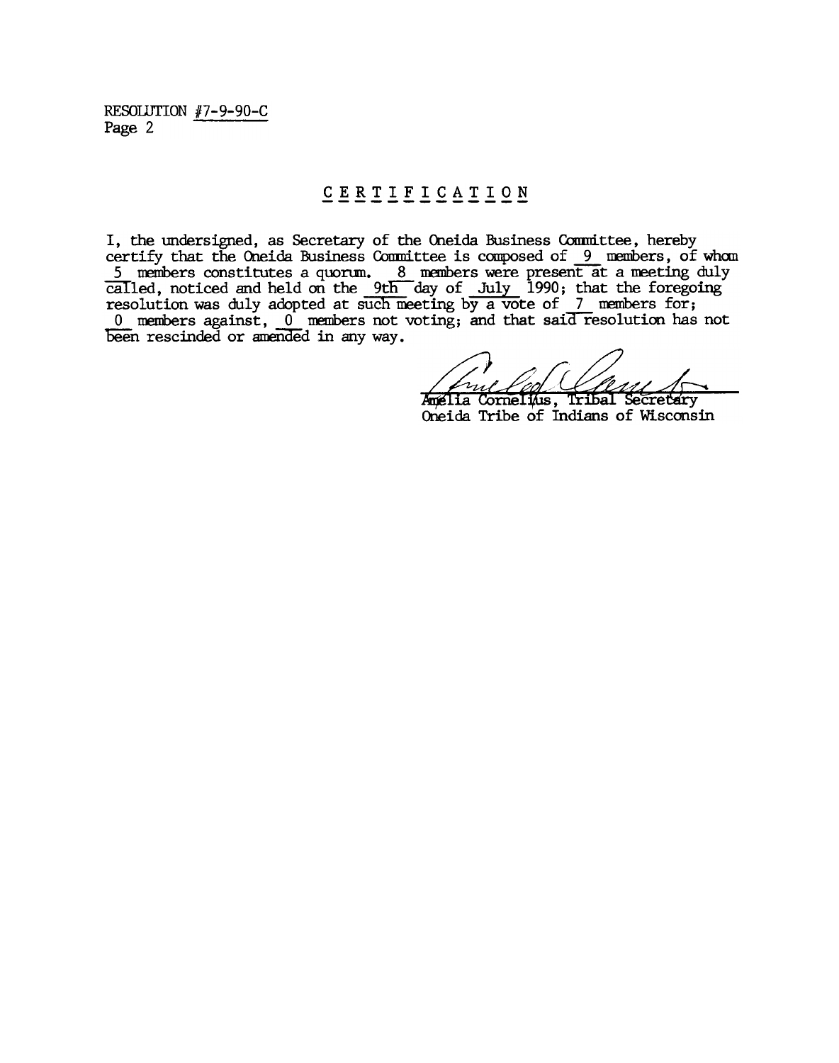RESOLUTION #7-9-90-C
Page 2

## CERTIFICATION

I, the undersigned, as Secretary of the Oneida Business Committee, hereby certify that the Oneida Business Committee is composed of 9 members, of whom 5 members constitutes a quorum. 8 members were present at a meeting duly called, noticed and held on the 9th day of July 1990; that the foregoing resolution was duly adopted at such meeting by a vote of 7 members for; 0 members against, 0 members not voting; and that said resolution has not been rescinded or amended in any way.

Amelia Cornelius, Tribal Secretary
Oneida Tribe of Indians of Wisconsin